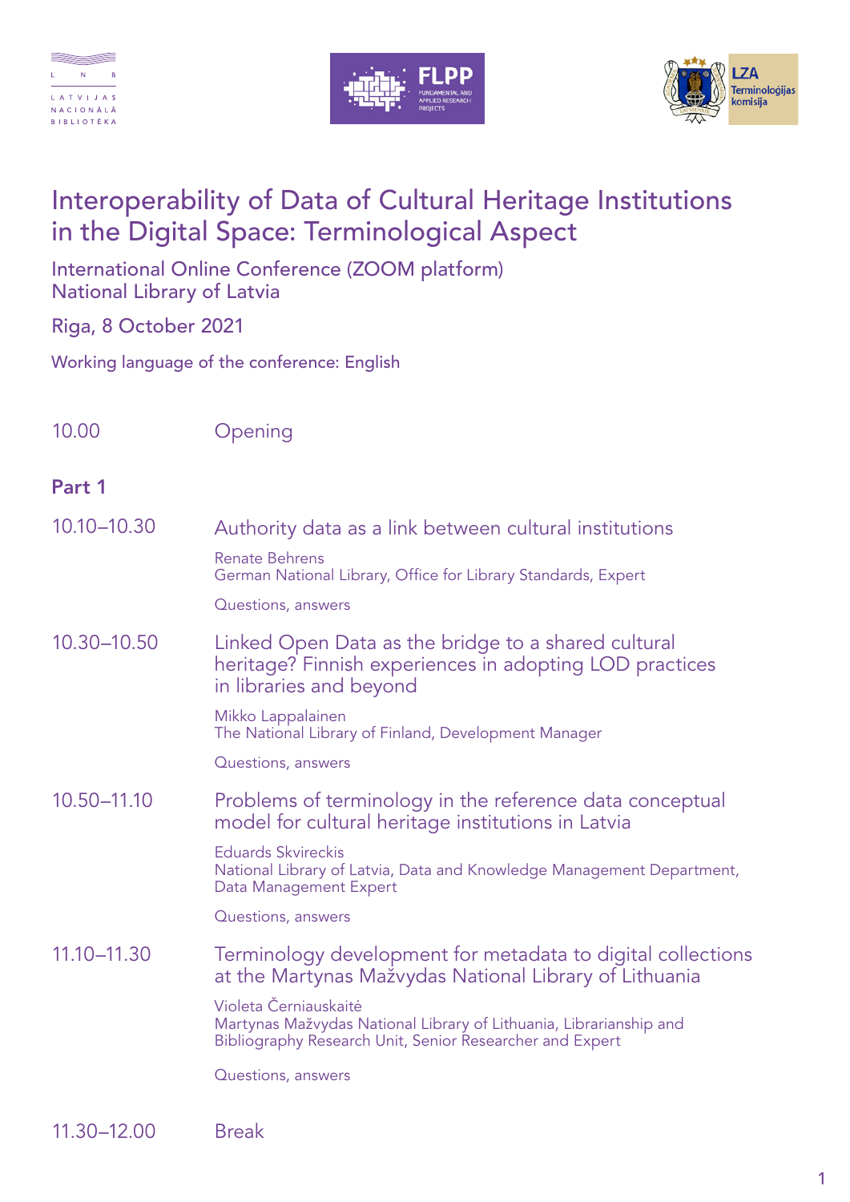# Interoperability of Data of Cultural Heritage Institutions in the Digital Space: Terminological Aspect

International Online Conference (ZOOM platform)
National Library of Latvia

Riga, 8 October 2021

Working language of the conference: English

| | |
|---|---|
| 10.00 | Opening |

## Part 1

**10.10–10.30** Authority data as a link between cultural institutions

Renate Behrens
German National Library, Office for Library Standards, Expert

Questions, answers

**10.30–10.50** Linked Open Data as the bridge to a shared cultural heritage? Finnish experiences in adopting LOD practices in libraries and beyond

Mikko Lappalainen
The National Library of Finland, Development Manager

Questions, answers

**10.50–11.10** Problems of terminology in the reference data conceptual model for cultural heritage institutions in Latvia

Eduards Skvireckis
National Library of Latvia, Data and Knowledge Management Department, Data Management Expert

Questions, answers

**11.10–11.30** Terminology development for metadata to digital collections at the Martynas Mažvydas National Library of Lithuania

Violeta Černiauskaitė
Martynas Mažvydas National Library of Lithuania, Librarianship and Bibliography Research Unit, Senior Researcher and Expert

Questions, answers

**11.30–12.00** Break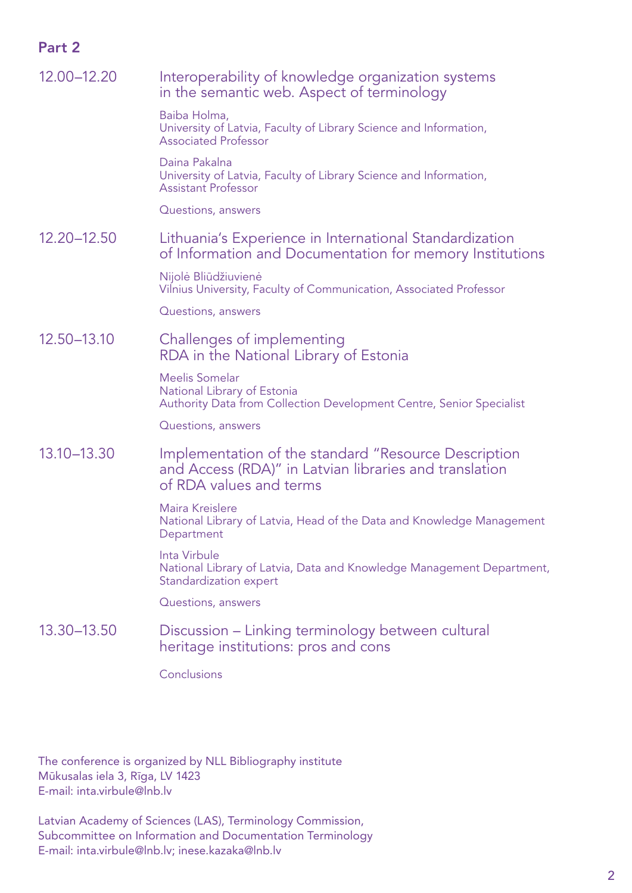## Part 2

**12.00–12.20** Interoperability of knowledge organization systems in the semantic web. Aspect of terminology

Baiba Holma,
University of Latvia, Faculty of Library Science and Information,
Associated Professor

Daina Pakalna
University of Latvia, Faculty of Library Science and Information,
Assistant Professor

Questions, answers

**12.20–12.50** Lithuania's Experience in International Standardization of Information and Documentation for memory Institutions

Nijolė Bliūdžiuvienė
Vilnius University, Faculty of Communication, Associated Professor

Questions, answers

**12.50–13.10** Challenges of implementing RDA in the National Library of Estonia

Meelis Somelar
National Library of Estonia
Authority Data from Collection Development Centre, Senior Specialist

Questions, answers

**13.10–13.30** Implementation of the standard "Resource Description and Access (RDA)" in Latvian libraries and translation of RDA values and terms

Maira Kreislere
National Library of Latvia, Head of the Data and Knowledge Management Department

Inta Virbule
National Library of Latvia, Data and Knowledge Management Department, Standardization expert

Questions, answers

**13.30–13.50** Discussion – Linking terminology between cultural heritage institutions: pros and cons

Conclusions

The conference is organized by NLL Bibliography institute
Mūkusalas iela 3, Rīga, LV 1423
E-mail: inta.virbule@lnb.lv

Latvian Academy of Sciences (LAS), Terminology Commission,
Subcommittee on Information and Documentation Terminology
E-mail: inta.virbule@lnb.lv; inese.kazaka@lnb.lv